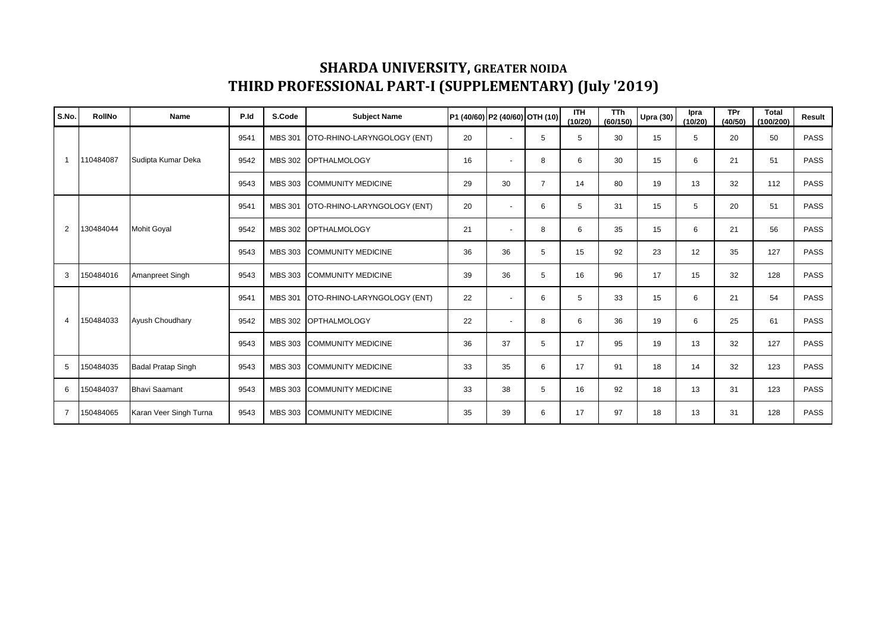# SHARDA UNIVERSITY, GREATER NOIDA
# THIRD PROFESSIONAL PART-I (SUPPLEMENTARY) (July '2019)

| S.No. | RollNo | Name | P.Id | S.Code | Subject Name | P1 (40/60) | P2 (40/60) | OTH (10) | ITH (10/20) | TTh (60/150) | Upra (30) | Ipra (10/20) | TPr (40/50) | Total (100/200) | Result |
|---|---|---|---|---|---|---|---|---|---|---|---|---|---|---|---|
| 1 | 110484087 | Sudipta Kumar Deka | 9541 | MBS 301 | OTO-RHINO-LARYNGOLOGY (ENT) | 20 | - | 5 | 5 | 30 | 15 | 5 | 20 | 50 | PASS |
| | | | 9542 | MBS 302 | OPTHALMOLOGY | 16 | - | 8 | 6 | 30 | 15 | 6 | 21 | 51 | PASS |
| | | | 9543 | MBS 303 | COMMUNITY MEDICINE | 29 | 30 | 7 | 14 | 80 | 19 | 13 | 32 | 112 | PASS |
| 2 | 130484044 | Mohit Goyal | 9541 | MBS 301 | OTO-RHINO-LARYNGOLOGY (ENT) | 20 | - | 6 | 5 | 31 | 15 | 5 | 20 | 51 | PASS |
| | | | 9542 | MBS 302 | OPTHALMOLOGY | 21 | - | 8 | 6 | 35 | 15 | 6 | 21 | 56 | PASS |
| | | | 9543 | MBS 303 | COMMUNITY MEDICINE | 36 | 36 | 5 | 15 | 92 | 23 | 12 | 35 | 127 | PASS |
| 3 | 150484016 | Amanpreet Singh | 9543 | MBS 303 | COMMUNITY MEDICINE | 39 | 36 | 5 | 16 | 96 | 17 | 15 | 32 | 128 | PASS |
| 4 | 150484033 | Ayush Choudhary | 9541 | MBS 301 | OTO-RHINO-LARYNGOLOGY (ENT) | 22 | - | 6 | 5 | 33 | 15 | 6 | 21 | 54 | PASS |
| | | | 9542 | MBS 302 | OPTHALMOLOGY | 22 | - | 8 | 6 | 36 | 19 | 6 | 25 | 61 | PASS |
| | | | 9543 | MBS 303 | COMMUNITY MEDICINE | 36 | 37 | 5 | 17 | 95 | 19 | 13 | 32 | 127 | PASS |
| 5 | 150484035 | Badal Pratap Singh | 9543 | MBS 303 | COMMUNITY MEDICINE | 33 | 35 | 6 | 17 | 91 | 18 | 14 | 32 | 123 | PASS |
| 6 | 150484037 | Bhavi Saamant | 9543 | MBS 303 | COMMUNITY MEDICINE | 33 | 38 | 5 | 16 | 92 | 18 | 13 | 31 | 123 | PASS |
| 7 | 150484065 | Karan Veer Singh Turna | 9543 | MBS 303 | COMMUNITY MEDICINE | 35 | 39 | 6 | 17 | 97 | 18 | 13 | 31 | 128 | PASS |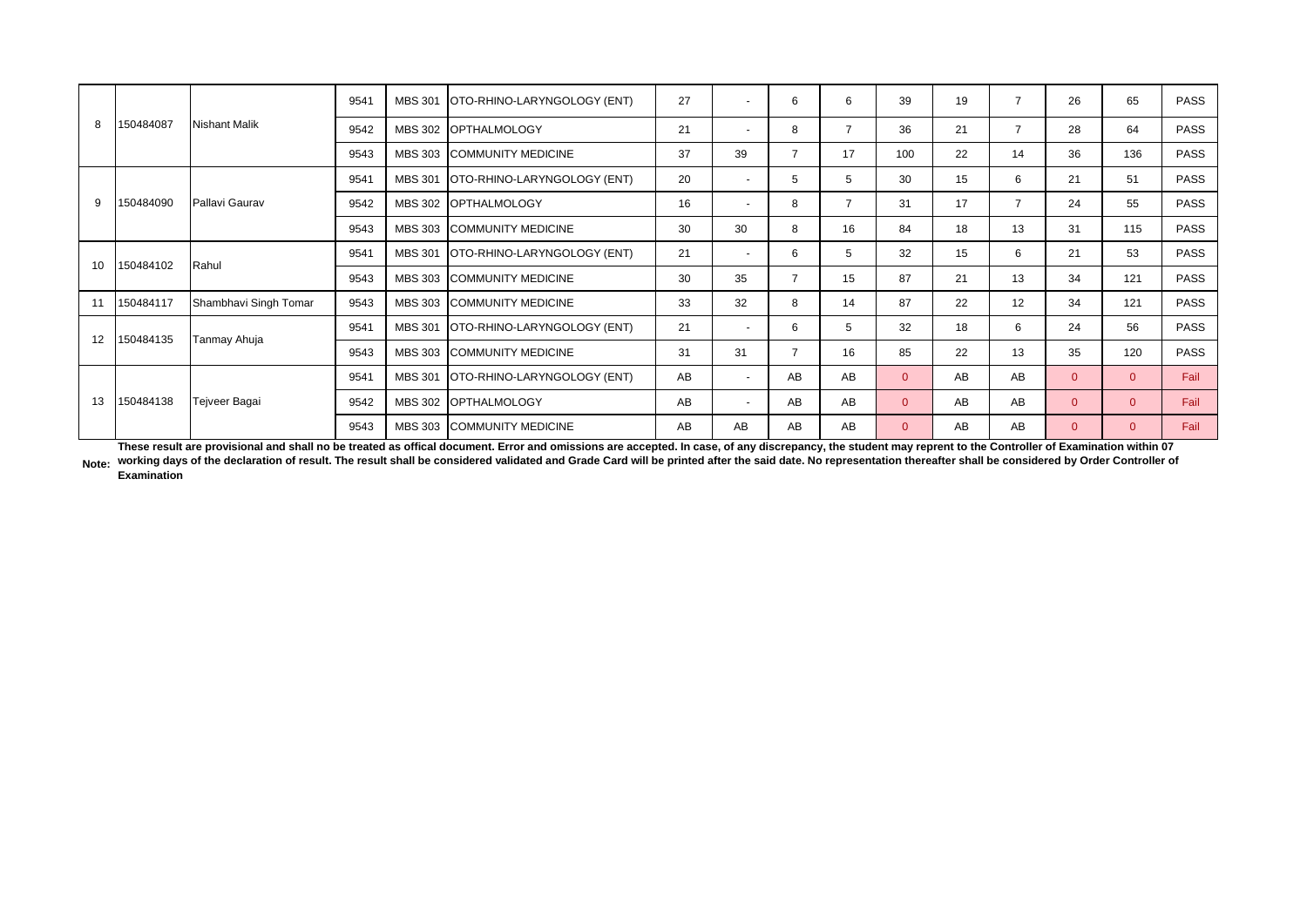| | | | | | | | | | | | | | | | |
|---|---|---|---|---|---|---|---|---|---|---|---|---|---|---|---|
| 8 | 150484087 | Nishant Malik | 9541 | MBS 301 | OTO-RHINO-LARYNGOLOGY (ENT) | 27 | - | 6 | 6 | 39 | 19 | 7 | 26 | 65 | PASS |
| | | | 9542 | MBS 302 | OPTHALMOLOGY | 21 | - | 8 | 7 | 36 | 21 | 7 | 28 | 64 | PASS |
| | | | 9543 | MBS 303 | COMMUNITY MEDICINE | 37 | 39 | 7 | 17 | 100 | 22 | 14 | 36 | 136 | PASS |
| 9 | 150484090 | Pallavi Gaurav | 9541 | MBS 301 | OTO-RHINO-LARYNGOLOGY (ENT) | 20 | - | 5 | 5 | 30 | 15 | 6 | 21 | 51 | PASS |
| | | | 9542 | MBS 302 | OPTHALMOLOGY | 16 | - | 8 | 7 | 31 | 17 | 7 | 24 | 55 | PASS |
| | | | 9543 | MBS 303 | COMMUNITY MEDICINE | 30 | 30 | 8 | 16 | 84 | 18 | 13 | 31 | 115 | PASS |
| 10 | 150484102 | Rahul | 9541 | MBS 301 | OTO-RHINO-LARYNGOLOGY (ENT) | 21 | - | 6 | 5 | 32 | 15 | 6 | 21 | 53 | PASS |
| | | | 9543 | MBS 303 | COMMUNITY MEDICINE | 30 | 35 | 7 | 15 | 87 | 21 | 13 | 34 | 121 | PASS |
| 11 | 150484117 | Shambhavi Singh Tomar | 9543 | MBS 303 | COMMUNITY MEDICINE | 33 | 32 | 8 | 14 | 87 | 22 | 12 | 34 | 121 | PASS |
| 12 | 150484135 | Tanmay Ahuja | 9541 | MBS 301 | OTO-RHINO-LARYNGOLOGY (ENT) | 21 | - | 6 | 5 | 32 | 18 | 6 | 24 | 56 | PASS |
| | | | 9543 | MBS 303 | COMMUNITY MEDICINE | 31 | 31 | 7 | 16 | 85 | 22 | 13 | 35 | 120 | PASS |
| 13 | 150484138 | Tejveer Bagai | 9541 | MBS 301 | OTO-RHINO-LARYNGOLOGY (ENT) | AB | - | AB | AB | 0 | AB | AB | 0 | 0 | Fail |
| | | | 9542 | MBS 302 | OPTHALMOLOGY | AB | - | AB | AB | 0 | AB | AB | 0 | 0 | Fail |
| | | | 9543 | MBS 303 | COMMUNITY MEDICINE | AB | AB | AB | AB | 0 | AB | AB | 0 | 0 | Fail |

**Note:** **These result are provisional and shall no be treated as offical document. Error and omissions are accepted. In case, of any discrepancy, the student may reprent to the Controller of Examination within 07 working days of the declaration of result. The result shall be considered validated and Grade Card will be printed after the said date. No representation thereafter shall be considered by Order Controller of Examination**